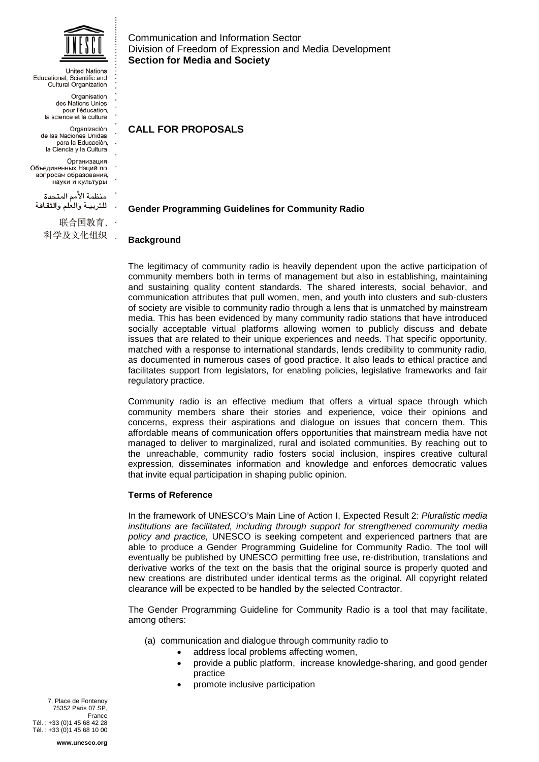Communication and Information Sector
Division of Freedom of Expression and Media Development
**Section for Media and Society**

United Nations Educational, Scientific and Cultural Organization

Organisation des Nations Unies pour l'éducation, la science et la culture

Organización de las Naciones Unidas para la Educación, la Ciencia y la Cultura

Организация Объединенных Наций по вопросам образования, науки и культуры

منظمة الأمم المتحدة للتربية والعلم والثقافة

联合国教育、科学及文化组织

## CALL FOR PROPOSALS

### Gender Programming Guidelines for Community Radio

### Background

The legitimacy of community radio is heavily dependent upon the active participation of community members both in terms of management but also in establishing, maintaining and sustaining quality content standards. The shared interests, social behavior, and communication attributes that pull women, men, and youth into clusters and sub-clusters of society are visible to community radio through a lens that is unmatched by mainstream media. This has been evidenced by many community radio stations that have introduced socially acceptable virtual platforms allowing women to publicly discuss and debate issues that are related to their unique experiences and needs. That specific opportunity, matched with a response to international standards, lends credibility to community radio, as documented in numerous cases of good practice. It also leads to ethical practice and facilitates support from legislators, for enabling policies, legislative frameworks and fair regulatory practice.

Community radio is an effective medium that offers a virtual space through which community members share their stories and experience, voice their opinions and concerns, express their aspirations and dialogue on issues that concern them. This affordable means of communication offers opportunities that mainstream media have not managed to deliver to marginalized, rural and isolated communities. By reaching out to the unreachable, community radio fosters social inclusion, inspires creative cultural expression, disseminates information and knowledge and enforces democratic values that invite equal participation in shaping public opinion.

### Terms of Reference

In the framework of UNESCO's Main Line of Action I, Expected Result 2: *Pluralistic media institutions are facilitated, including through support for strengthened community media policy and practice,* UNESCO is seeking competent and experienced partners that are able to produce a Gender Programming Guideline for Community Radio. The tool will eventually be published by UNESCO permitting free use, re-distribution, translations and derivative works of the text on the basis that the original source is properly quoted and new creations are distributed under identical terms as the original. All copyright related clearance will be expected to be handled by the selected Contractor.

The Gender Programming Guideline for Community Radio is a tool that may facilitate, among others:

(a) communication and dialogue through community radio to
   - address local problems affecting women,
   - provide a public platform, increase knowledge-sharing, and good gender practice
   - promote inclusive participation

7, Place de Fontenoy
75352 Paris 07 SP,
France
Tél. : +33 (0)1 45 68 42 28
Tél. : +33 (0)1 45 68 10 00

**www.unesco.org**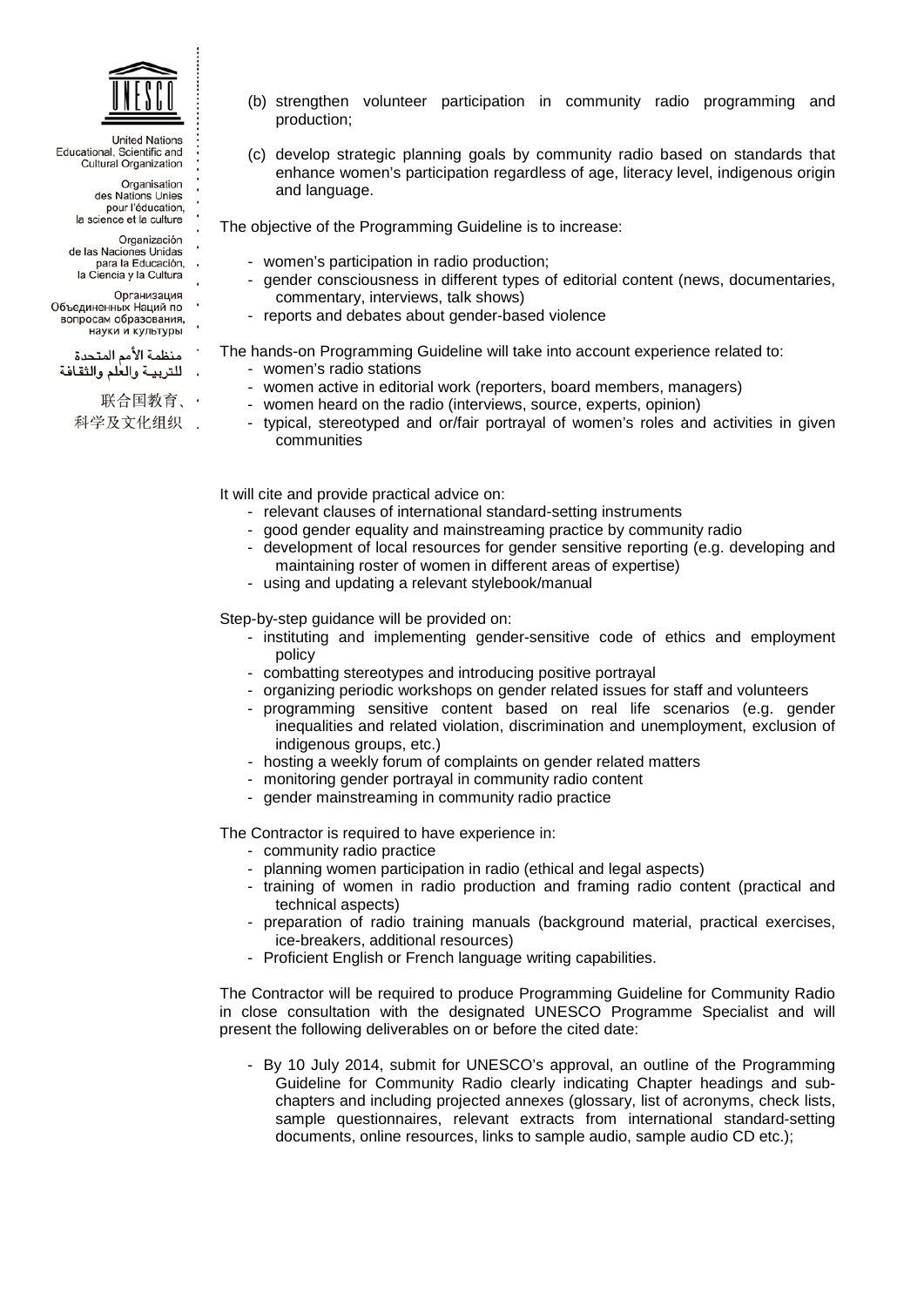(b) strengthen volunteer participation in community radio programming and production;

(c) develop strategic planning goals by community radio based on standards that enhance women's participation regardless of age, literacy level, indigenous origin and language.

The objective of the Programming Guideline is to increase:

- women's participation in radio production;
- gender consciousness in different types of editorial content (news, documentaries, commentary, interviews, talk shows)
- reports and debates about gender-based violence

The hands-on Programming Guideline will take into account experience related to:

- women's radio stations
- women active in editorial work (reporters, board members, managers)
- women heard on the radio (interviews, source, experts, opinion)
- typical, stereotyped and or/fair portrayal of women's roles and activities in given communities

It will cite and provide practical advice on:

- relevant clauses of international standard-setting instruments
- good gender equality and mainstreaming practice by community radio
- development of local resources for gender sensitive reporting (e.g. developing and maintaining roster of women in different areas of expertise)
- using and updating a relevant stylebook/manual

Step-by-step guidance will be provided on:

- instituting and implementing gender-sensitive code of ethics and employment policy
- combatting stereotypes and introducing positive portrayal
- organizing periodic workshops on gender related issues for staff and volunteers
- programming sensitive content based on real life scenarios (e.g. gender inequalities and related violation, discrimination and unemployment, exclusion of indigenous groups, etc.)
- hosting a weekly forum of complaints on gender related matters
- monitoring gender portrayal in community radio content
- gender mainstreaming in community radio practice

The Contractor is required to have experience in:

- community radio practice
- planning women participation in radio (ethical and legal aspects)
- training of women in radio production and framing radio content (practical and technical aspects)
- preparation of radio training manuals (background material, practical exercises, ice-breakers, additional resources)
- Proficient English or French language writing capabilities.

The Contractor will be required to produce Programming Guideline for Community Radio in close consultation with the designated UNESCO Programme Specialist and will present the following deliverables on or before the cited date:

- By 10 July 2014, submit for UNESCO's approval, an outline of the Programming Guideline for Community Radio clearly indicating Chapter headings and sub-chapters and including projected annexes (glossary, list of acronyms, check lists, sample questionnaires, relevant extracts from international standard-setting documents, online resources, links to sample audio, sample audio CD etc.);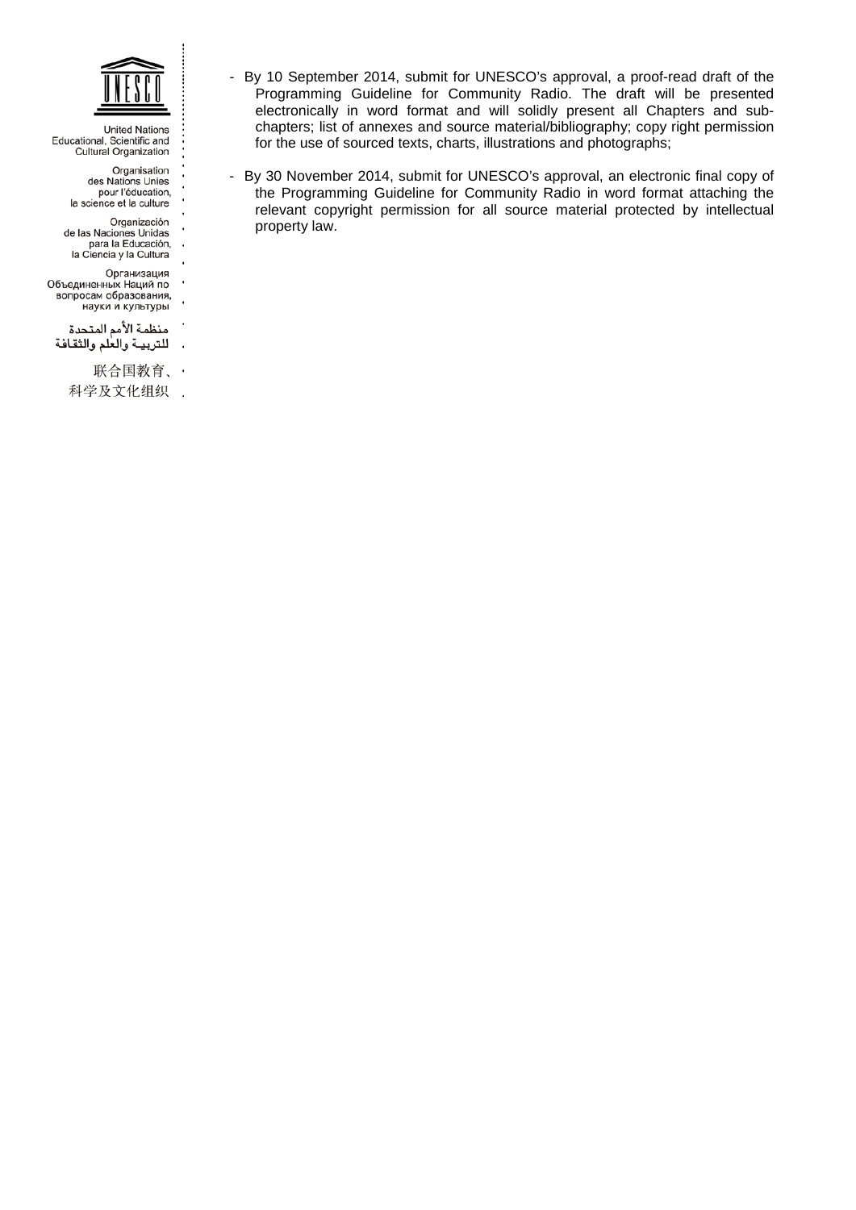- By 10 September 2014, submit for UNESCO's approval, a proof-read draft of the Programming Guideline for Community Radio. The draft will be presented electronically in word format and will solidly present all Chapters and sub-chapters; list of annexes and source material/bibliography; copy right permission for the use of sourced texts, charts, illustrations and photographs;

- By 30 November 2014, submit for UNESCO's approval, an electronic final copy of the Programming Guideline for Community Radio in word format attaching the relevant copyright permission for all source material protected by intellectual property law.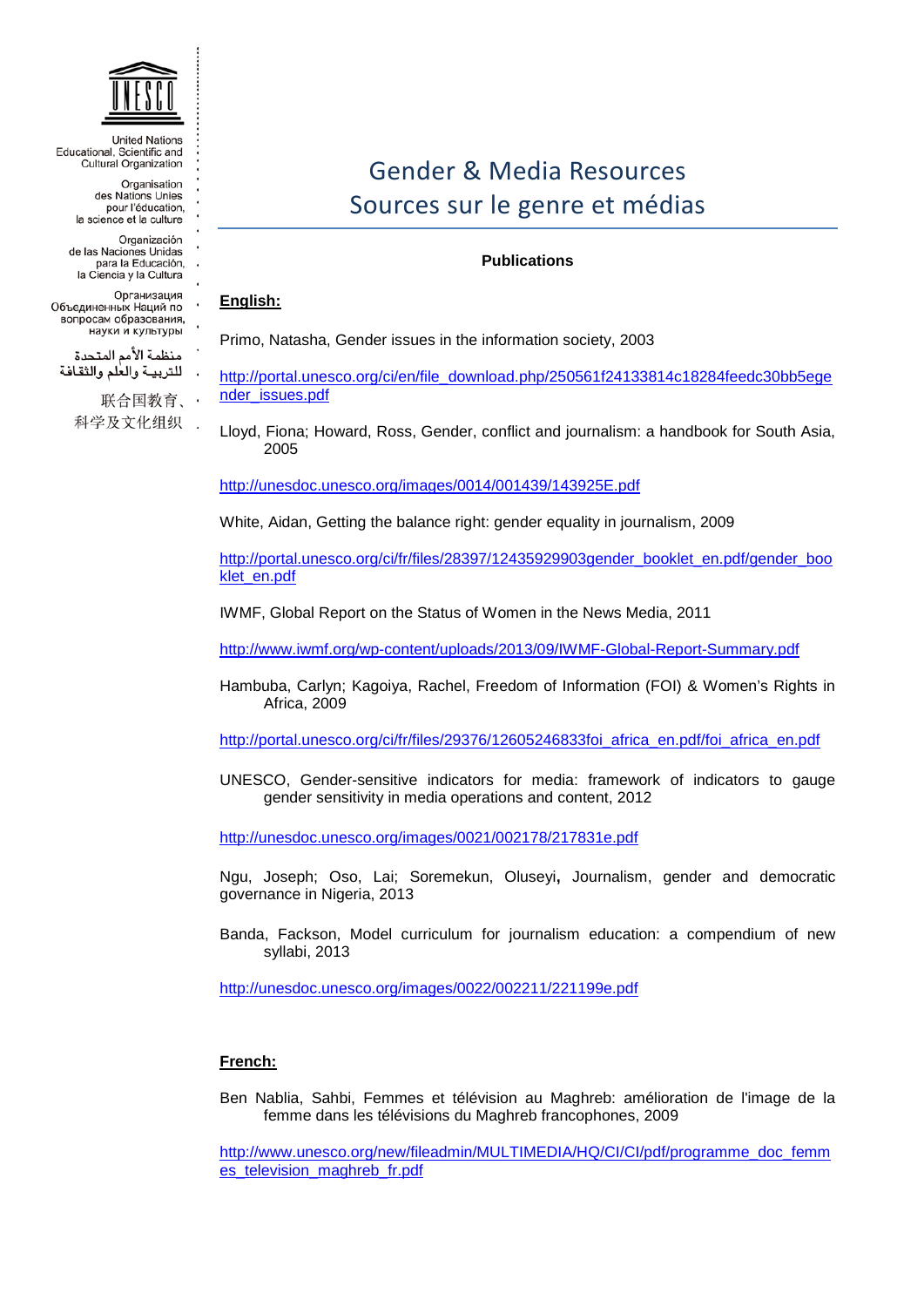United Nations
Educational, Scientific and
Cultural Organization

Organisation
des Nations Unies
pour l'éducation,
la science et la culture

Organización
de las Naciones Unidas
para la Educación,
la Ciencia y la Cultura

Организация
Объединенных Наций по
вопросам образования,
науки и культуры

منظمة الأمم المتحدة
للتربيـة والعلم والثقافة

联合国教育、
科学及文化组织

# Gender & Media Resources
# Sources sur le genre et médias

**Publications**

**English:**

Primo, Natasha, Gender issues in the information society, 2003

http://portal.unesco.org/ci/en/file_download.php/250561f24133814c18284feedc30bb5egender_issues.pdf

Lloyd, Fiona; Howard, Ross, Gender, conflict and journalism: a handbook for South Asia, 2005

http://unesdoc.unesco.org/images/0014/001439/143925E.pdf

White, Aidan, Getting the balance right: gender equality in journalism, 2009

http://portal.unesco.org/ci/fr/files/28397/12435929903gender_booklet_en.pdf/gender_booklet_en.pdf

IWMF, Global Report on the Status of Women in the News Media, 2011

http://www.iwmf.org/wp-content/uploads/2013/09/IWMF-Global-Report-Summary.pdf

Hambuba, Carlyn; Kagoiya, Rachel, Freedom of Information (FOI) & Women's Rights in Africa, 2009

http://portal.unesco.org/ci/fr/files/29376/12605246833foi_africa_en.pdf/foi_africa_en.pdf

UNESCO, Gender-sensitive indicators for media: framework of indicators to gauge gender sensitivity in media operations and content, 2012

http://unesdoc.unesco.org/images/0021/002178/217831e.pdf

Ngu, Joseph; Oso, Lai; Soremekun, Oluseyi**,** Journalism, gender and democratic governance in Nigeria, 2013

Banda, Fackson, Model curriculum for journalism education: a compendium of new syllabi, 2013

http://unesdoc.unesco.org/images/0022/002211/221199e.pdf

**French:**

Ben Nablia, Sahbi, Femmes et télévision au Maghreb: amélioration de l'image de la femme dans les télévisions du Maghreb francophones, 2009

http://www.unesco.org/new/fileadmin/MULTIMEDIA/HQ/CI/CI/pdf/programme_doc_femmes_television_maghreb_fr.pdf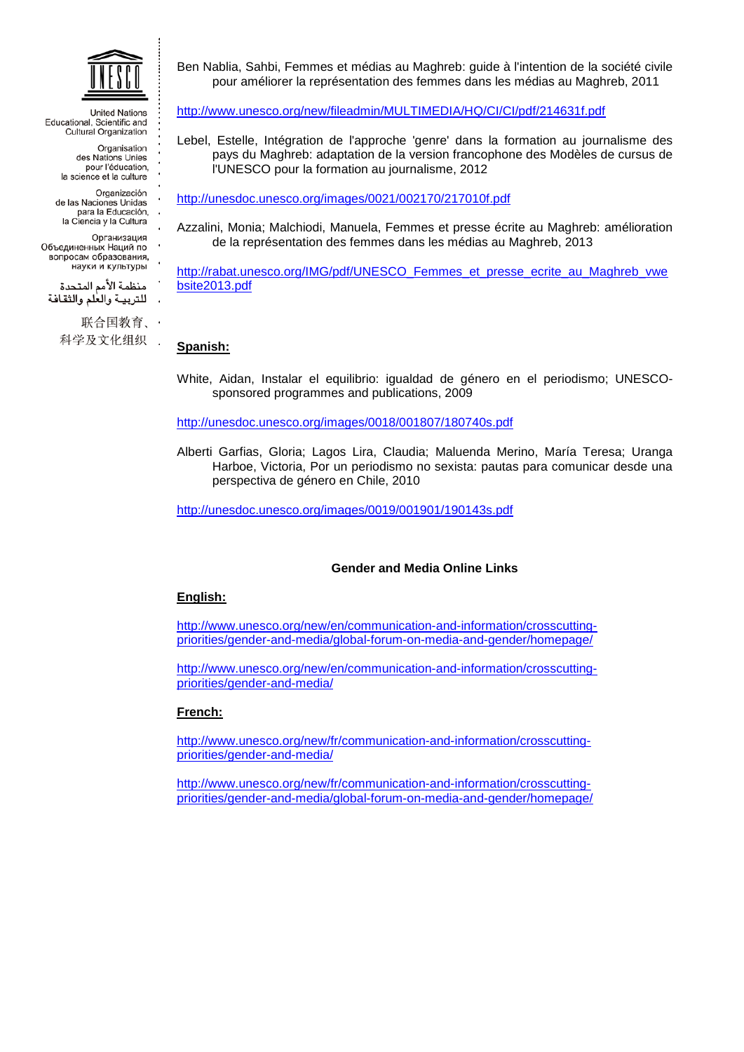Ben Nablia, Sahbi, Femmes et médias au Maghreb: guide à l'intention de la société civile pour améliorer la représentation des femmes dans les médias au Maghreb, 2011

http://www.unesco.org/new/fileadmin/MULTIMEDIA/HQ/CI/CI/pdf/214631f.pdf

Lebel, Estelle, Intégration de l'approche 'genre' dans la formation au journalisme des pays du Maghreb: adaptation de la version francophone des Modèles de cursus de l'UNESCO pour la formation au journalisme, 2012

http://unesdoc.unesco.org/images/0021/002170/217010f.pdf

Azzalini, Monia; Malchiodi, Manuela, Femmes et presse écrite au Maghreb: amélioration de la représentation des femmes dans les médias au Maghreb, 2013

http://rabat.unesco.org/IMG/pdf/UNESCO_Femmes_et_presse_ecrite_au_Maghreb_vwebsite2013.pdf

**Spanish:**

White, Aidan, Instalar el equilibrio: igualdad de género en el periodismo; UNESCO-sponsored programmes and publications, 2009

http://unesdoc.unesco.org/images/0018/001807/180740s.pdf

Alberti Garfias, Gloria; Lagos Lira, Claudia; Maluenda Merino, María Teresa; Uranga Harboe, Victoria, Por un periodismo no sexista: pautas para comunicar desde una perspectiva de género en Chile, 2010

http://unesdoc.unesco.org/images/0019/001901/190143s.pdf

## Gender and Media Online Links

**English:**

http://www.unesco.org/new/en/communication-and-information/crosscutting-priorities/gender-and-media/global-forum-on-media-and-gender/homepage/

http://www.unesco.org/new/en/communication-and-information/crosscutting-priorities/gender-and-media/

**French:**

http://www.unesco.org/new/fr/communication-and-information/crosscutting-priorities/gender-and-media/

http://www.unesco.org/new/fr/communication-and-information/crosscutting-priorities/gender-and-media/global-forum-on-media-and-gender/homepage/